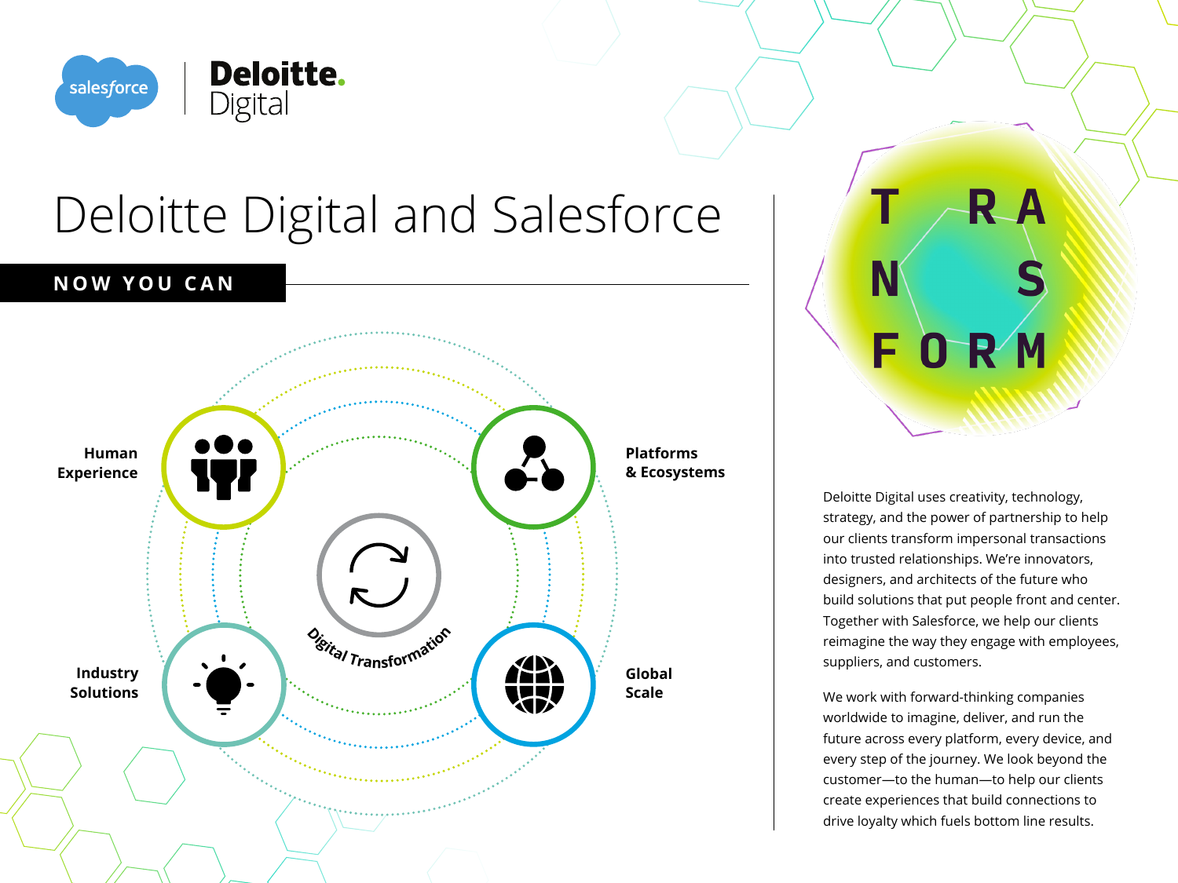# Deloitte Digital and Salesforce

## NOW YOU CAN

Human Experience

Platforms & Ecosystems

Digital Transformation

Industry Solutions

Global Scale

TRANSFORM

Deloitte Digital uses creativity, technology, strategy, and the power of partnership to help our clients transform impersonal transactions into trusted relationships. We're innovators, designers, and architects of the future who build solutions that put people front and center. Together with Salesforce, we help our clients reimagine the way they engage with employees, suppliers, and customers.

We work with forward-thinking companies worldwide to imagine, deliver, and run the future across every platform, every device, and every step of the journey. We look beyond the customer—to the human—to help our clients create experiences that build connections to drive loyalty which fuels bottom line results.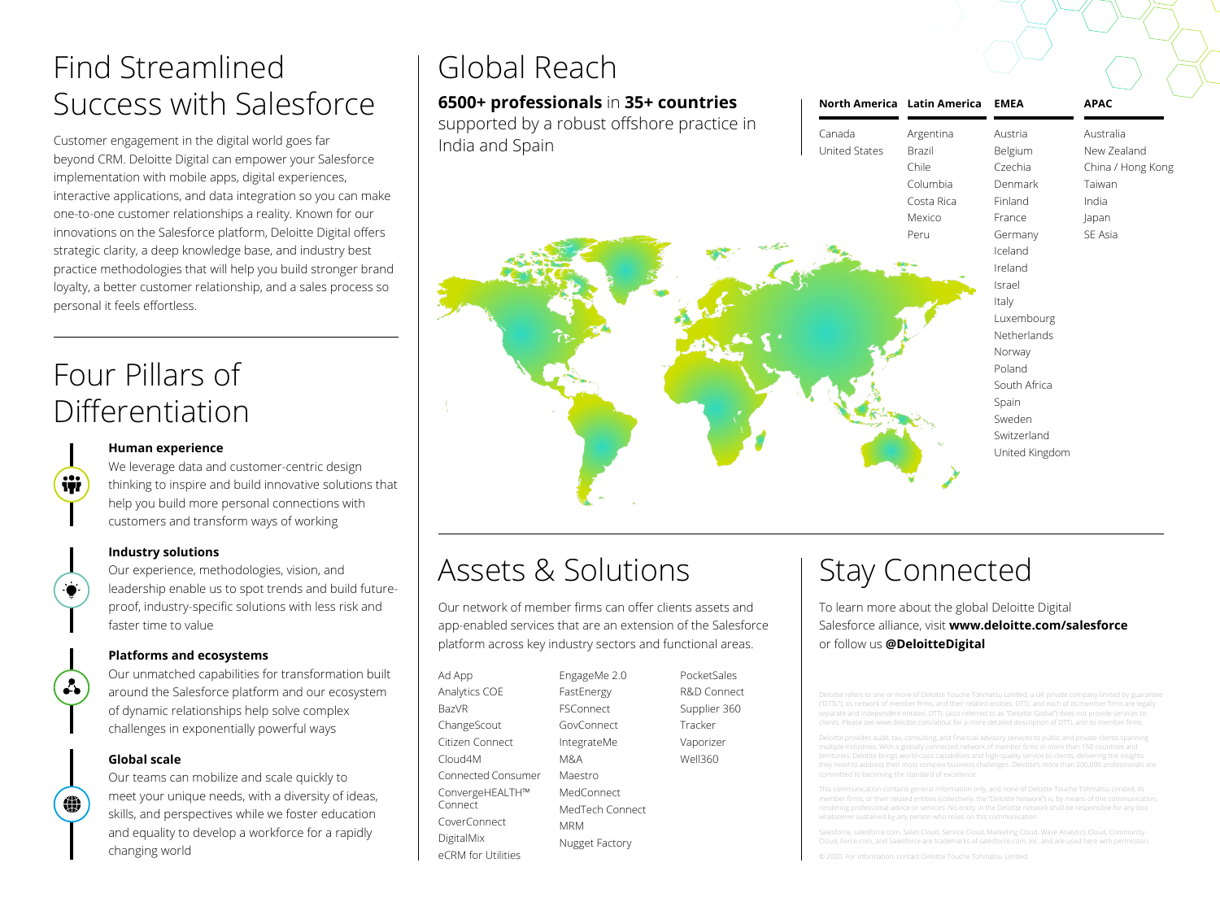# Find Streamlined Success with Salesforce

Customer engagement in the digital world goes far beyond CRM. Deloitte Digital can empower your Salesforce implementation with mobile apps, digital experiences, interactive applications, and data integration so you can make one-to-one customer relationships a reality. Known for our innovations on the Salesforce platform, Deloitte Digital offers strategic clarity, a deep knowledge base, and industry best practice methodologies that will help you build stronger brand loyalty, a better customer relationship, and a sales process so personal it feels effortless.

# Four Pillars of Differentiation

**Human experience**

We leverage data and customer-centric design thinking to inspire and build innovative solutions that help you build more personal connections with customers and transform ways of working

**Industry solutions**

Our experience, methodologies, vision, and leadership enable us to spot trends and build future-proof, industry-specific solutions with less risk and faster time to value

**Platforms and ecosystems**

Our unmatched capabilities for transformation built around the Salesforce platform and our ecosystem of dynamic relationships help solve complex challenges in exponentially powerful ways

**Global scale**

Our teams can mobilize and scale quickly to meet your unique needs, with a diversity of ideas, skills, and perspectives while we foster education and equality to develop a workforce for a rapidly changing world

# Global Reach

**6500+ professionals** in **35+ countries** supported by a robust offshore practice in India and Spain

| North America | Latin America | EMEA | APAC |
|---|---|---|---|
| Canada | Argentina | Austria | Australia |
| United States | Brazil | Belgium | New Zealand |
| | Chile | Czechia | China / Hong Kong |
| | Columbia | Denmark | Taiwan |
| | Costa Rica | Finland | India |
| | Mexico | France | Japan |
| | Peru | Germany | SE Asia |
| | | Iceland | |
| | | Ireland | |
| | | Israel | |
| | | Italy | |
| | | Luxembourg | |
| | | Netherlands | |
| | | Norway | |
| | | Poland | |
| | | South Africa | |
| | | Spain | |
| | | Sweden | |
| | | Switzerland | |
| | | United Kingdom | |

# Assets & Solutions

Our network of member firms can offer clients assets and app-enabled services that are an extension of the Salesforce platform across key industry sectors and functional areas.

- Ad App
- Analytics COE
- BazVR
- ChangeScout
- Citizen Connect
- Cloud4M
- Connected Consumer
- ConvergeHEALTH™ Connect
- CoverConnect
- DigitalMix
- eCRM for Utilities
- EngageMe 2.0
- FastEnergy
- FSConnect
- GovConnect
- IntegrateMe
- M&A
- Maestro
- MedConnect
- MedTech Connect
- MRM
- Nugget Factory
- PocketSales
- R&D Connect
- Supplier 360
- Tracker
- Vaporizer
- Well360

# Stay Connected

To learn more about the global Deloitte Digital Salesforce alliance, visit **www.deloitte.com/salesforce** or follow us **@DeloitteDigital**

Deloitte refers to one or more of Deloitte Touche Tohmatsu Limited, a UK private company limited by guarantee ("DTTL"), its network of member firms, and their related entities. DTTL and each of its member firms are legally separate and independent entities. DTTL (also referred to as "Deloitte Global") does not provide services to clients. Please see www.deloitte.com/about for a more detailed description of DTTL and its member firms.

Deloitte provides audit, tax, consulting, and financial advisory services to public and private clients spanning multiple industries. With a globally connected network of member firms in more than 150 countries and territories, Deloitte brings world-class capabilities and high-quality service to clients, delivering the insights they need to address their most complex business challenges. Deloitte's more than 200,000 professionals are committed to becoming the standard of excellence.

This communication contains general information only, and none of Deloitte Touche Tohmatsu Limited, its member firms, or their related entities (collectively, the "Deloitte Network") is, by means of this communication, rendering professional advice or services. No entity in the Deloitte network shall be responsible for any loss whatsoever sustained by any person who relies on this communication.

Salesforce, salesforce.com, Sales Cloud, Service Cloud, Marketing Cloud, Wave Analytics Cloud, Community Cloud, Force.com, and Salesforce are trademarks of salesforce.com, inc. and are used here with permission.

© 2020. For information, contact Deloitte Touche Tohmatsu Limited.